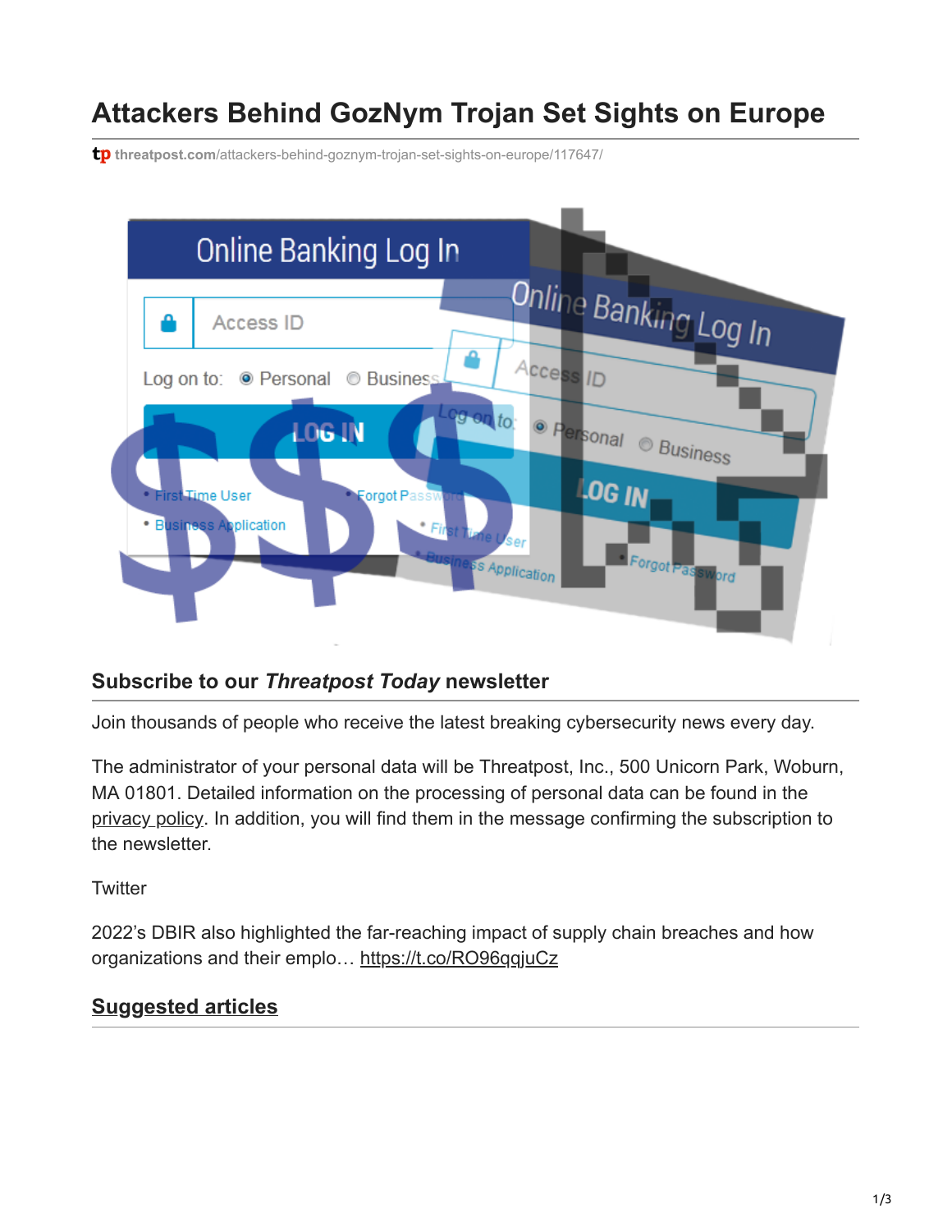# Attackers Behind GozNym Trojan Set Sights on Europe

tp threatpost.com/attackers-behind-goznym-trojan-set-sights-on-europe/117647/

## Subscribe to our *Threatpost Today* newsletter

Join thousands of people who receive the latest breaking cybersecurity news every day.

The administrator of your personal data will be Threatpost, Inc., 500 Unicorn Park, Woburn, MA 01801. Detailed information on the processing of personal data can be found in the privacy policy. In addition, you will find them in the message confirming the subscription to the newsletter.

Twitter

2022's DBIR also highlighted the far-reaching impact of supply chain breaches and how organizations and their emplo… https://t.co/RO96qqjuCz

## Suggested articles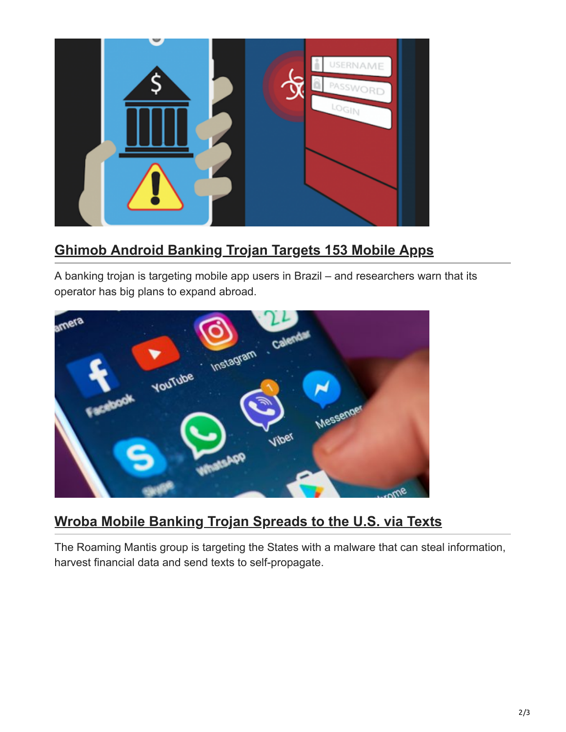## Ghimob Android Banking Trojan Targets 153 Mobile Apps

A banking trojan is targeting mobile app users in Brazil – and researchers warn that its operator has big plans to expand abroad.

## Wroba Mobile Banking Trojan Spreads to the U.S. via Texts

The Roaming Mantis group is targeting the States with a malware that can steal information, harvest financial data and send texts to self-propagate.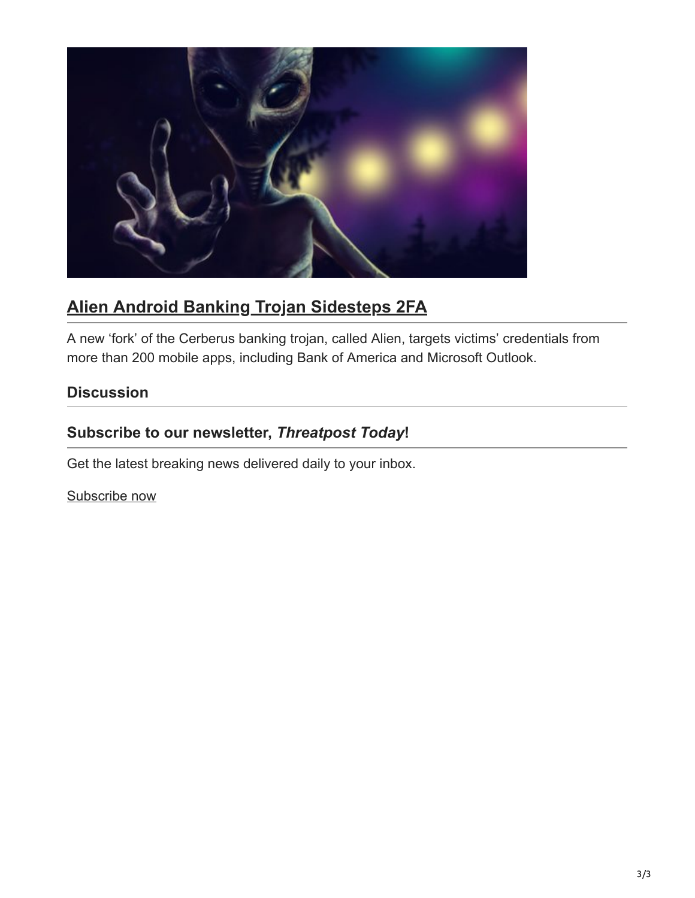## [Alien Android Banking Trojan Sidesteps 2FA]

A new 'fork' of the Cerberus banking trojan, called Alien, targets victims' credentials from more than 200 mobile apps, including Bank of America and Microsoft Outlook.

### Discussion

### Subscribe to our newsletter, *Threatpost Today*!

Get the latest breaking news delivered daily to your inbox.

Subscribe now